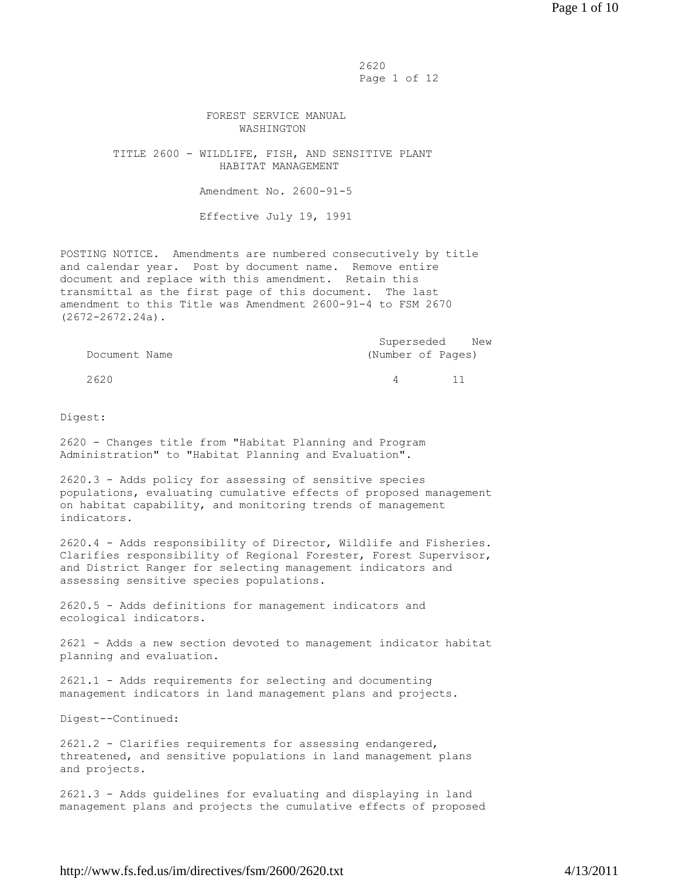2620
Page 1 of 12

FOREST SERVICE MANUAL
WASHINGTON

TITLE 2600 - WILDLIFE, FISH, AND SENSITIVE PLANT HABITAT MANAGEMENT

Amendment No. 2600-91-5

Effective July 19, 1991

POSTING NOTICE. Amendments are numbered consecutively by title and calendar year. Post by document name. Remove entire document and replace with this amendment. Retain this transmittal as the first page of this document. The last amendment to this Title was Amendment 2600-91-4 to FSM 2670 (2672-2672.24a).

| Document Name | Superseded (Number of Pages) | New |
|---|---|---|
| 2620 | 4 | 11 |

Digest:

2620 - Changes title from "Habitat Planning and Program Administration" to "Habitat Planning and Evaluation".

2620.3 - Adds policy for assessing of sensitive species populations, evaluating cumulative effects of proposed management on habitat capability, and monitoring trends of management indicators.

2620.4 - Adds responsibility of Director, Wildlife and Fisheries. Clarifies responsibility of Regional Forester, Forest Supervisor, and District Ranger for selecting management indicators and assessing sensitive species populations.

2620.5 - Adds definitions for management indicators and ecological indicators.

2621 - Adds a new section devoted to management indicator habitat planning and evaluation.

2621.1 - Adds requirements for selecting and documenting management indicators in land management plans and projects.

Digest--Continued:

2621.2 - Clarifies requirements for assessing endangered, threatened, and sensitive populations in land management plans and projects.

2621.3 - Adds guidelines for evaluating and displaying in land management plans and projects the cumulative effects of proposed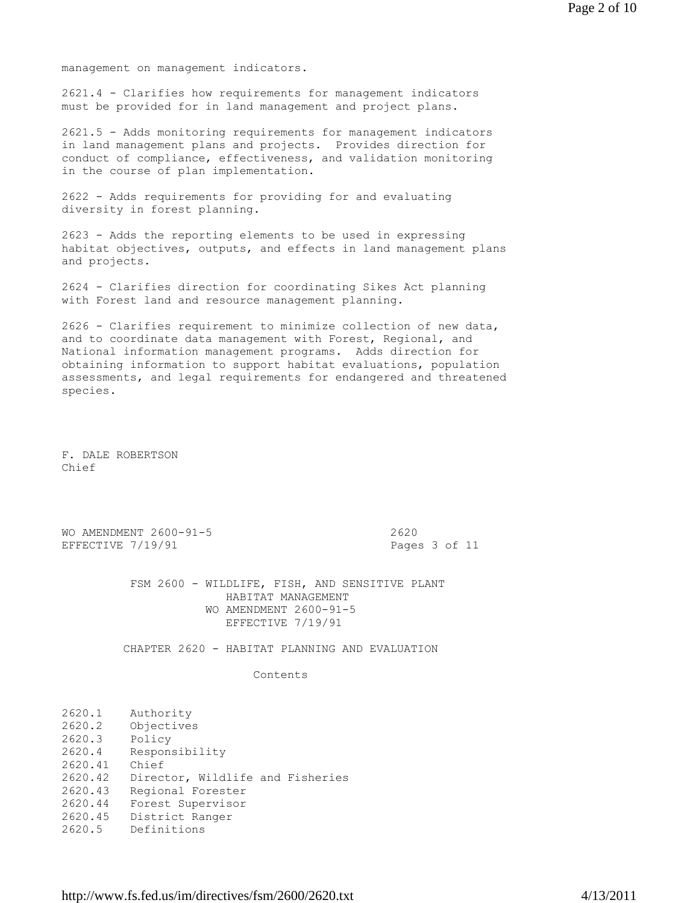management on management indicators.

2621.4 - Clarifies how requirements for management indicators must be provided for in land management and project plans.

2621.5 - Adds monitoring requirements for management indicators in land management plans and projects. Provides direction for conduct of compliance, effectiveness, and validation monitoring in the course of plan implementation.

2622 - Adds requirements for providing for and evaluating diversity in forest planning.

2623 - Adds the reporting elements to be used in expressing habitat objectives, outputs, and effects in land management plans and projects.

2624 - Clarifies direction for coordinating Sikes Act planning with Forest land and resource management planning.

2626 - Clarifies requirement to minimize collection of new data, and to coordinate data management with Forest, Regional, and National information management programs. Adds direction for obtaining information to support habitat evaluations, population assessments, and legal requirements for endangered and threatened species.

F. DALE ROBERTSON
Chief

WO AMENDMENT 2600-91-5 — 2620
EFFECTIVE 7/19/91 — Pages 3 of 11

# FSM 2600 - WILDLIFE, FISH, AND SENSITIVE PLANT HABITAT MANAGEMENT

WO AMENDMENT 2600-91-5
EFFECTIVE 7/19/91

## CHAPTER 2620 - HABITAT PLANNING AND EVALUATION

### Contents

2620.1 Authority
2620.2 Objectives
2620.3 Policy
2620.4 Responsibility
2620.41 Chief
2620.42 Director, Wildlife and Fisheries
2620.43 Regional Forester
2620.44 Forest Supervisor
2620.45 District Ranger
2620.5 Definitions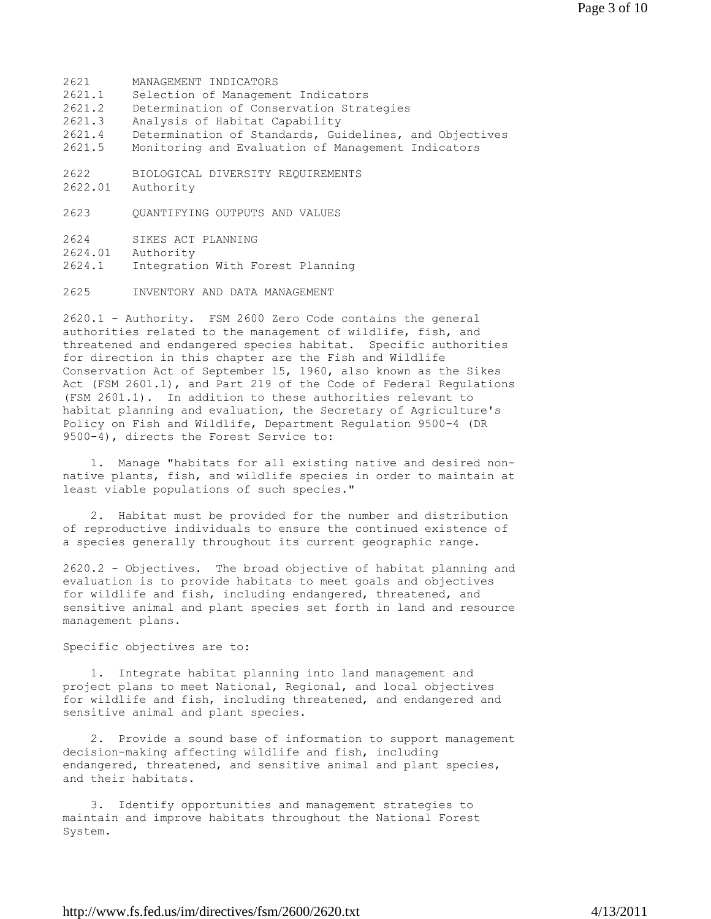2621 MANAGEMENT INDICATORS
2621.1 Selection of Management Indicators
2621.2 Determination of Conservation Strategies
2621.3 Analysis of Habitat Capability
2621.4 Determination of Standards, Guidelines, and Objectives
2621.5 Monitoring and Evaluation of Management Indicators

2622 BIOLOGICAL DIVERSITY REQUIREMENTS
2622.01 Authority

2623 QUANTIFYING OUTPUTS AND VALUES

2624 SIKES ACT PLANNING
2624.01 Authority
2624.1 Integration With Forest Planning

2625 INVENTORY AND DATA MANAGEMENT

2620.1 - Authority. FSM 2600 Zero Code contains the general authorities related to the management of wildlife, fish, and threatened and endangered species habitat. Specific authorities for direction in this chapter are the Fish and Wildlife Conservation Act of September 15, 1960, also known as the Sikes Act (FSM 2601.1), and Part 219 of the Code of Federal Regulations (FSM 2601.1). In addition to these authorities relevant to habitat planning and evaluation, the Secretary of Agriculture's Policy on Fish and Wildlife, Department Regulation 9500-4 (DR 9500-4), directs the Forest Service to:

1. Manage "habitats for all existing native and desired non-native plants, fish, and wildlife species in order to maintain at least viable populations of such species."

2. Habitat must be provided for the number and distribution of reproductive individuals to ensure the continued existence of a species generally throughout its current geographic range.

2620.2 - Objectives. The broad objective of habitat planning and evaluation is to provide habitats to meet goals and objectives for wildlife and fish, including endangered, threatened, and sensitive animal and plant species set forth in land and resource management plans.

Specific objectives are to:

1. Integrate habitat planning into land management and project plans to meet National, Regional, and local objectives for wildlife and fish, including threatened, and endangered and sensitive animal and plant species.

2. Provide a sound base of information to support management decision-making affecting wildlife and fish, including endangered, threatened, and sensitive animal and plant species, and their habitats.

3. Identify opportunities and management strategies to maintain and improve habitats throughout the National Forest System.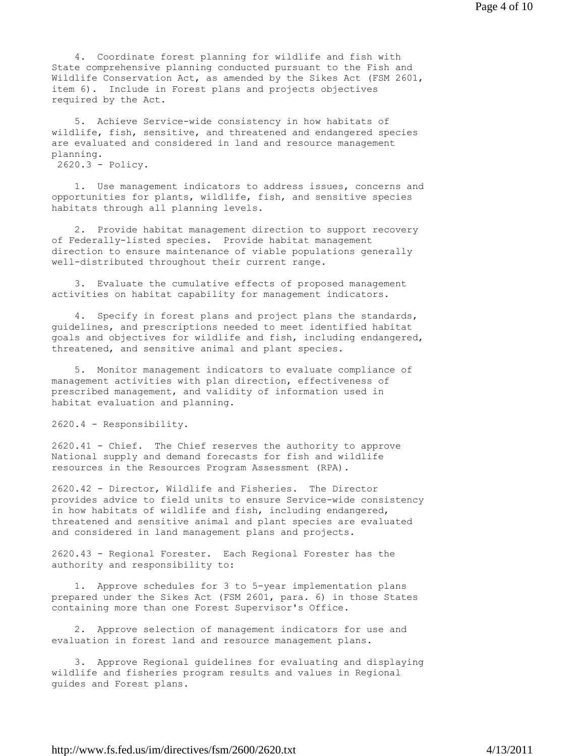4. Coordinate forest planning for wildlife and fish with State comprehensive planning conducted pursuant to the Fish and Wildlife Conservation Act, as amended by the Sikes Act (FSM 2601, item 6). Include in Forest plans and projects objectives required by the Act.

5. Achieve Service-wide consistency in how habitats of wildlife, fish, sensitive, and threatened and endangered species are evaluated and considered in land and resource management planning.

## 2620.3 - Policy.

1. Use management indicators to address issues, concerns and opportunities for plants, wildlife, fish, and sensitive species habitats through all planning levels.

2. Provide habitat management direction to support recovery of Federally-listed species. Provide habitat management direction to ensure maintenance of viable populations generally well-distributed throughout their current range.

3. Evaluate the cumulative effects of proposed management activities on habitat capability for management indicators.

4. Specify in forest plans and project plans the standards, guidelines, and prescriptions needed to meet identified habitat goals and objectives for wildlife and fish, including endangered, threatened, and sensitive animal and plant species.

5. Monitor management indicators to evaluate compliance of management activities with plan direction, effectiveness of prescribed management, and validity of information used in habitat evaluation and planning.

## 2620.4 - Responsibility.

2620.41 - Chief. The Chief reserves the authority to approve National supply and demand forecasts for fish and wildlife resources in the Resources Program Assessment (RPA).

2620.42 - Director, Wildlife and Fisheries. The Director provides advice to field units to ensure Service-wide consistency in how habitats of wildlife and fish, including endangered, threatened and sensitive animal and plant species are evaluated and considered in land management plans and projects.

2620.43 - Regional Forester. Each Regional Forester has the authority and responsibility to:

1. Approve schedules for 3 to 5-year implementation plans prepared under the Sikes Act (FSM 2601, para. 6) in those States containing more than one Forest Supervisor's Office.

2. Approve selection of management indicators for use and evaluation in forest land and resource management plans.

3. Approve Regional guidelines for evaluating and displaying wildlife and fisheries program results and values in Regional guides and Forest plans.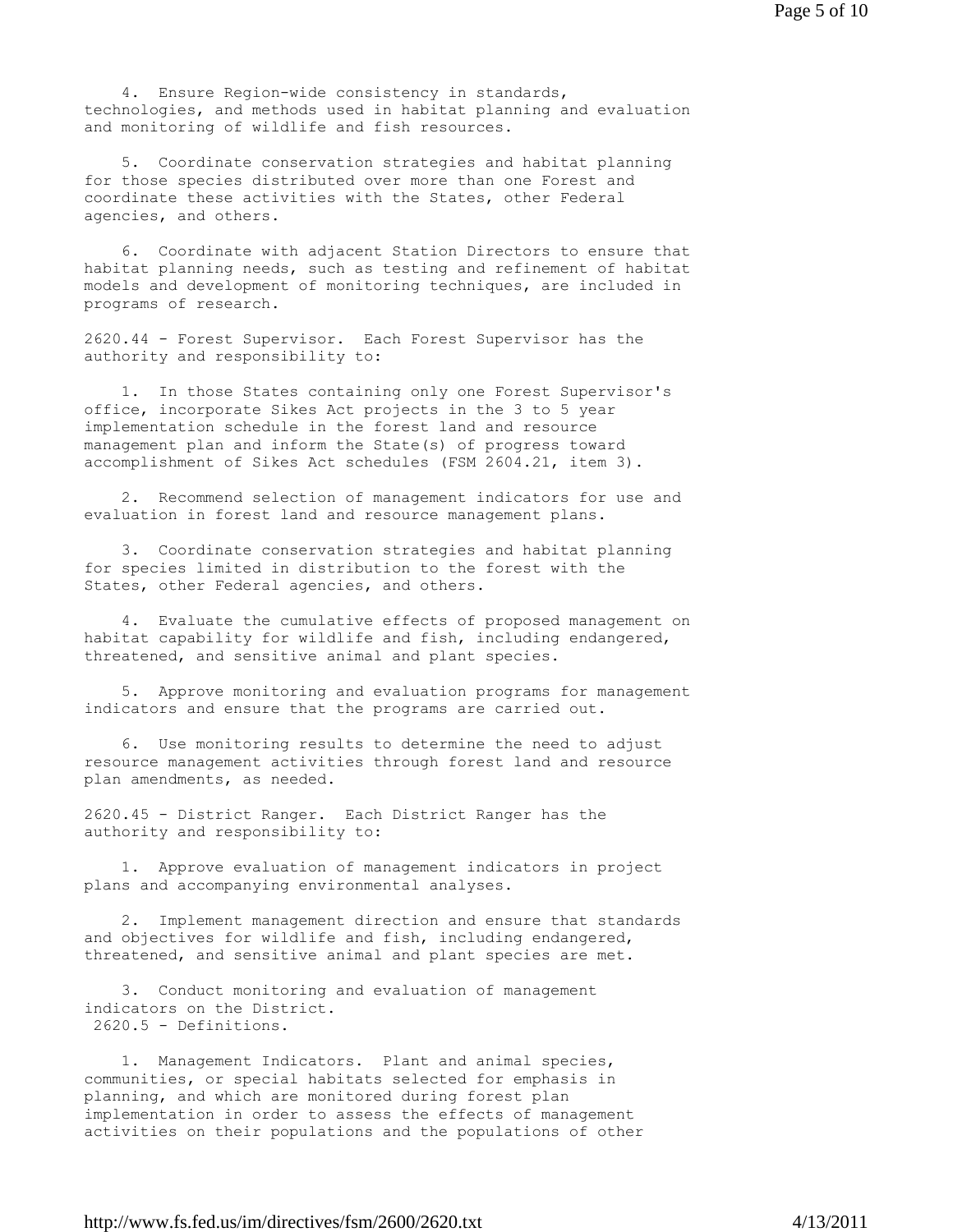4. Ensure Region-wide consistency in standards, technologies, and methods used in habitat planning and evaluation and monitoring of wildlife and fish resources.

5. Coordinate conservation strategies and habitat planning for those species distributed over more than one Forest and coordinate these activities with the States, other Federal agencies, and others.

6. Coordinate with adjacent Station Directors to ensure that habitat planning needs, such as testing and refinement of habitat models and development of monitoring techniques, are included in programs of research.

2620.44 - Forest Supervisor. Each Forest Supervisor has the authority and responsibility to:

1. In those States containing only one Forest Supervisor's office, incorporate Sikes Act projects in the 3 to 5 year implementation schedule in the forest land and resource management plan and inform the State(s) of progress toward accomplishment of Sikes Act schedules (FSM 2604.21, item 3).

2. Recommend selection of management indicators for use and evaluation in forest land and resource management plans.

3. Coordinate conservation strategies and habitat planning for species limited in distribution to the forest with the States, other Federal agencies, and others.

4. Evaluate the cumulative effects of proposed management on habitat capability for wildlife and fish, including endangered, threatened, and sensitive animal and plant species.

5. Approve monitoring and evaluation programs for management indicators and ensure that the programs are carried out.

6. Use monitoring results to determine the need to adjust resource management activities through forest land and resource plan amendments, as needed.

2620.45 - District Ranger. Each District Ranger has the authority and responsibility to:

1. Approve evaluation of management indicators in project plans and accompanying environmental analyses.

2. Implement management direction and ensure that standards and objectives for wildlife and fish, including endangered, threatened, and sensitive animal and plant species are met.

3. Conduct monitoring and evaluation of management indicators on the District.

2620.5 - Definitions.

1. Management Indicators. Plant and animal species, communities, or special habitats selected for emphasis in planning, and which are monitored during forest plan implementation in order to assess the effects of management activities on their populations and the populations of other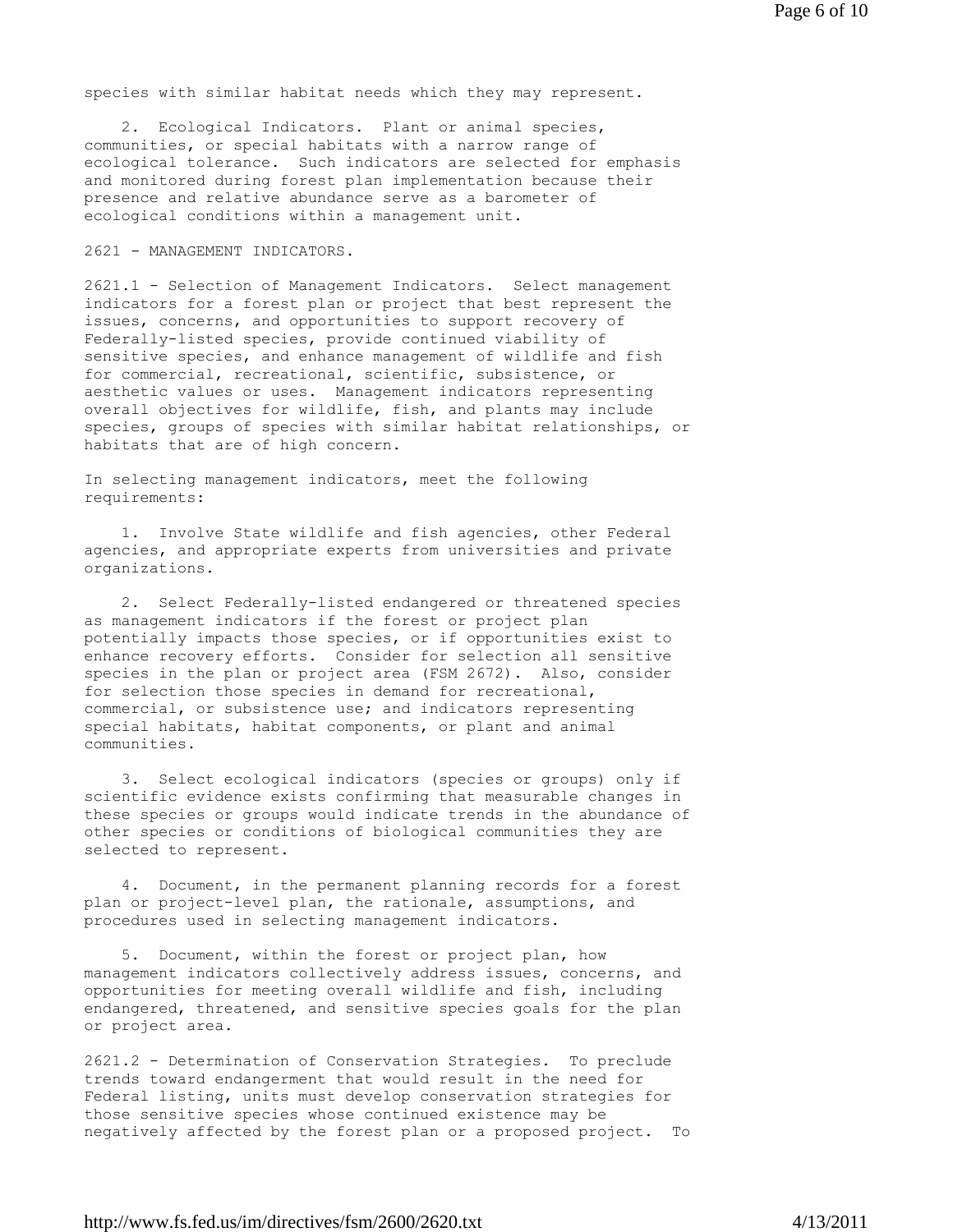species with similar habitat needs which they may represent.

2. Ecological Indicators. Plant or animal species, communities, or special habitats with a narrow range of ecological tolerance. Such indicators are selected for emphasis and monitored during forest plan implementation because their presence and relative abundance serve as a barometer of ecological conditions within a management unit.

## 2621 - MANAGEMENT INDICATORS.

2621.1 - Selection of Management Indicators. Select management indicators for a forest plan or project that best represent the issues, concerns, and opportunities to support recovery of Federally-listed species, provide continued viability of sensitive species, and enhance management of wildlife and fish for commercial, recreational, scientific, subsistence, or aesthetic values or uses. Management indicators representing overall objectives for wildlife, fish, and plants may include species, groups of species with similar habitat relationships, or habitats that are of high concern.

In selecting management indicators, meet the following requirements:

1. Involve State wildlife and fish agencies, other Federal agencies, and appropriate experts from universities and private organizations.

2. Select Federally-listed endangered or threatened species as management indicators if the forest or project plan potentially impacts those species, or if opportunities exist to enhance recovery efforts. Consider for selection all sensitive species in the plan or project area (FSM 2672). Also, consider for selection those species in demand for recreational, commercial, or subsistence use; and indicators representing special habitats, habitat components, or plant and animal communities.

3. Select ecological indicators (species or groups) only if scientific evidence exists confirming that measurable changes in these species or groups would indicate trends in the abundance of other species or conditions of biological communities they are selected to represent.

4. Document, in the permanent planning records for a forest plan or project-level plan, the rationale, assumptions, and procedures used in selecting management indicators.

5. Document, within the forest or project plan, how management indicators collectively address issues, concerns, and opportunities for meeting overall wildlife and fish, including endangered, threatened, and sensitive species goals for the plan or project area.

2621.2 - Determination of Conservation Strategies. To preclude trends toward endangerment that would result in the need for Federal listing, units must develop conservation strategies for those sensitive species whose continued existence may be negatively affected by the forest plan or a proposed project. To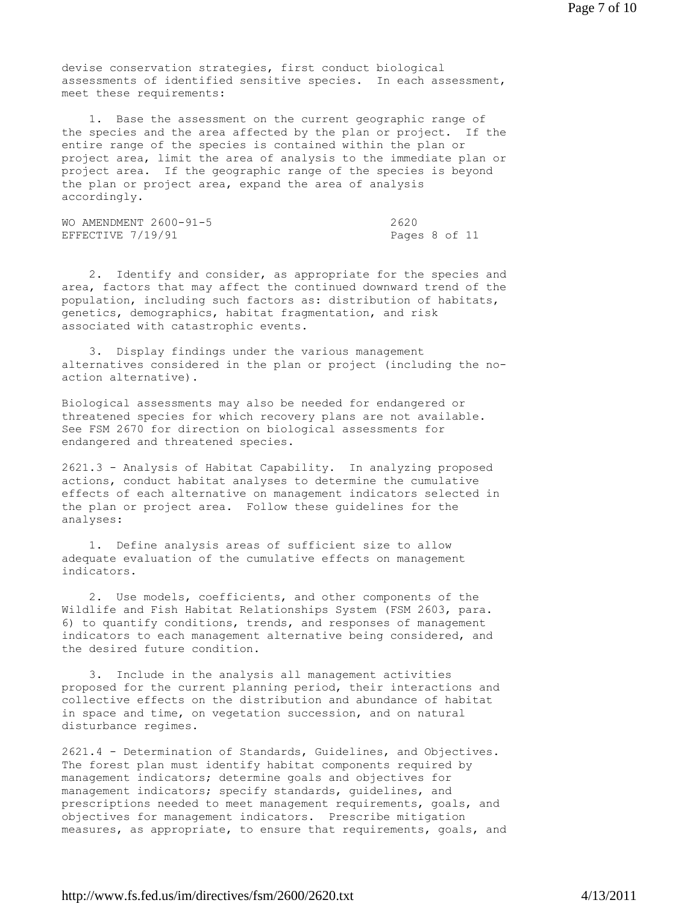devise conservation strategies, first conduct biological assessments of identified sensitive species. In each assessment, meet these requirements:

1. Base the assessment on the current geographic range of the species and the area affected by the plan or project. If the entire range of the species is contained within the plan or project area, limit the area of analysis to the immediate plan or project area. If the geographic range of the species is beyond the plan or project area, expand the area of analysis accordingly.

2. Identify and consider, as appropriate for the species and area, factors that may affect the continued downward trend of the population, including such factors as: distribution of habitats, genetics, demographics, habitat fragmentation, and risk associated with catastrophic events.

3. Display findings under the various management alternatives considered in the plan or project (including the no-action alternative).

Biological assessments may also be needed for endangered or threatened species for which recovery plans are not available. See FSM 2670 for direction on biological assessments for endangered and threatened species.

2621.3 - Analysis of Habitat Capability. In analyzing proposed actions, conduct habitat analyses to determine the cumulative effects of each alternative on management indicators selected in the plan or project area. Follow these guidelines for the analyses:

1. Define analysis areas of sufficient size to allow adequate evaluation of the cumulative effects on management indicators.

2. Use models, coefficients, and other components of the Wildlife and Fish Habitat Relationships System (FSM 2603, para. 6) to quantify conditions, trends, and responses of management indicators to each management alternative being considered, and the desired future condition.

3. Include in the analysis all management activities proposed for the current planning period, their interactions and collective effects on the distribution and abundance of habitat in space and time, on vegetation succession, and on natural disturbance regimes.

2621.4 - Determination of Standards, Guidelines, and Objectives. The forest plan must identify habitat components required by management indicators; determine goals and objectives for management indicators; specify standards, guidelines, and prescriptions needed to meet management requirements, goals, and objectives for management indicators. Prescribe mitigation measures, as appropriate, to ensure that requirements, goals, and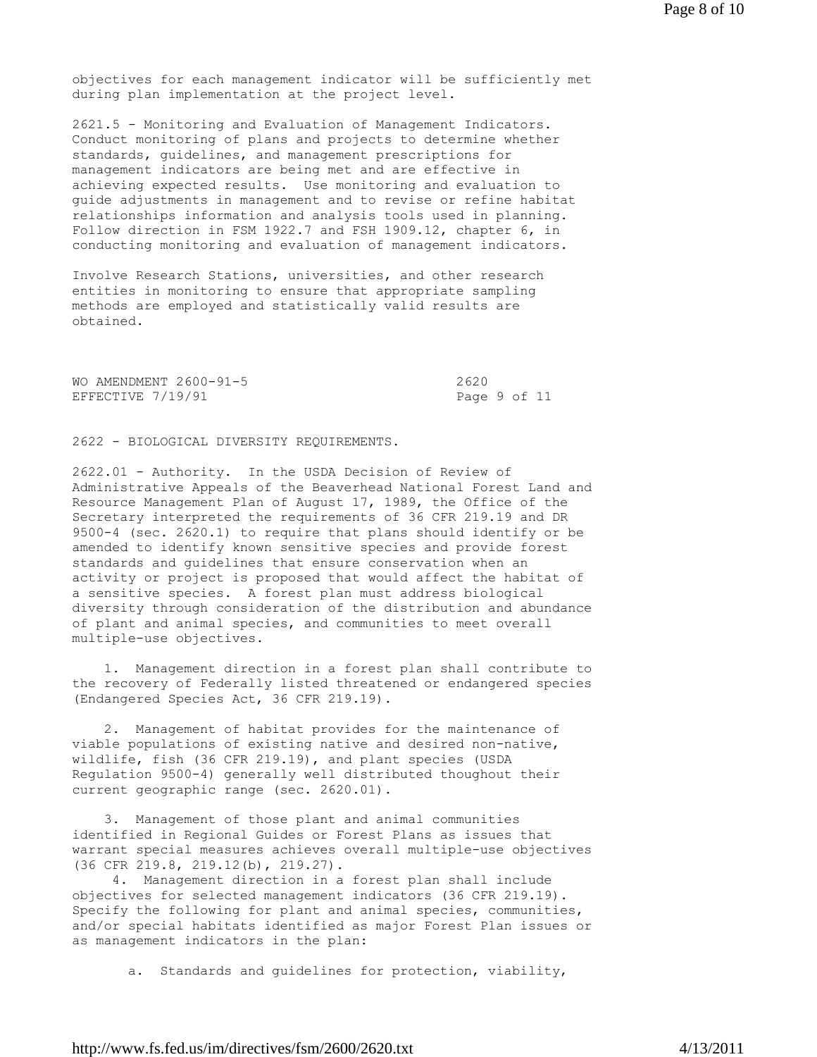objectives for each management indicator will be sufficiently met during plan implementation at the project level.

2621.5 - Monitoring and Evaluation of Management Indicators. Conduct monitoring of plans and projects to determine whether standards, guidelines, and management prescriptions for management indicators are being met and are effective in achieving expected results. Use monitoring and evaluation to guide adjustments in management and to revise or refine habitat relationships information and analysis tools used in planning. Follow direction in FSM 1922.7 and FSH 1909.12, chapter 6, in conducting monitoring and evaluation of management indicators.

Involve Research Stations, universities, and other research entities in monitoring to ensure that appropriate sampling methods are employed and statistically valid results are obtained.

WO AMENDMENT 2600-91-5 | 2620
EFFECTIVE 7/19/91 | Page 9 of 11

2622 - BIOLOGICAL DIVERSITY REQUIREMENTS.

2622.01 - Authority. In the USDA Decision of Review of Administrative Appeals of the Beaverhead National Forest Land and Resource Management Plan of August 17, 1989, the Office of the Secretary interpreted the requirements of 36 CFR 219.19 and DR 9500-4 (sec. 2620.1) to require that plans should identify or be amended to identify known sensitive species and provide forest standards and guidelines that ensure conservation when an activity or project is proposed that would affect the habitat of a sensitive species. A forest plan must address biological diversity through consideration of the distribution and abundance of plant and animal species, and communities to meet overall multiple-use objectives.

1. Management direction in a forest plan shall contribute to the recovery of Federally listed threatened or endangered species (Endangered Species Act, 36 CFR 219.19).

2. Management of habitat provides for the maintenance of viable populations of existing native and desired non-native, wildlife, fish (36 CFR 219.19), and plant species (USDA Regulation 9500-4) generally well distributed thoughout their current geographic range (sec. 2620.01).

3. Management of those plant and animal communities identified in Regional Guides or Forest Plans as issues that warrant special measures achieves overall multiple-use objectives (36 CFR 219.8, 219.12(b), 219.27).

4. Management direction in a forest plan shall include objectives for selected management indicators (36 CFR 219.19). Specify the following for plant and animal species, communities, and/or special habitats identified as major Forest Plan issues or as management indicators in the plan:

a. Standards and guidelines for protection, viability,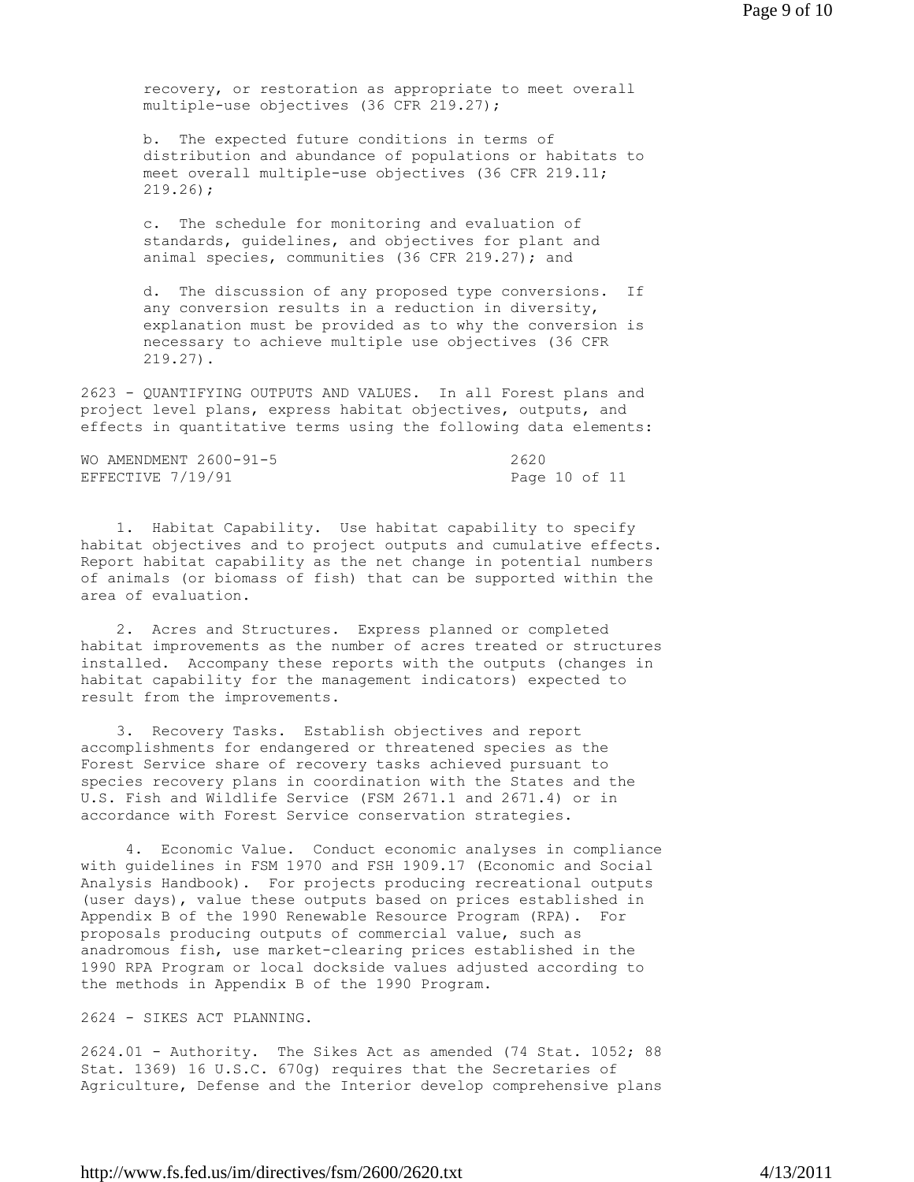recovery, or restoration as appropriate to meet overall multiple-use objectives (36 CFR 219.27);

b. The expected future conditions in terms of distribution and abundance of populations or habitats to meet overall multiple-use objectives (36 CFR 219.11; 219.26);

c. The schedule for monitoring and evaluation of standards, guidelines, and objectives for plant and animal species, communities (36 CFR 219.27); and

d. The discussion of any proposed type conversions. If any conversion results in a reduction in diversity, explanation must be provided as to why the conversion is necessary to achieve multiple use objectives (36 CFR 219.27).

2623 - QUANTIFYING OUTPUTS AND VALUES. In all Forest plans and project level plans, express habitat objectives, outputs, and effects in quantitative terms using the following data elements:

1. Habitat Capability. Use habitat capability to specify habitat objectives and to project outputs and cumulative effects. Report habitat capability as the net change in potential numbers of animals (or biomass of fish) that can be supported within the area of evaluation.

2. Acres and Structures. Express planned or completed habitat improvements as the number of acres treated or structures installed. Accompany these reports with the outputs (changes in habitat capability for the management indicators) expected to result from the improvements.

3. Recovery Tasks. Establish objectives and report accomplishments for endangered or threatened species as the Forest Service share of recovery tasks achieved pursuant to species recovery plans in coordination with the States and the U.S. Fish and Wildlife Service (FSM 2671.1 and 2671.4) or in accordance with Forest Service conservation strategies.

4. Economic Value. Conduct economic analyses in compliance with guidelines in FSM 1970 and FSH 1909.17 (Economic and Social Analysis Handbook). For projects producing recreational outputs (user days), value these outputs based on prices established in Appendix B of the 1990 Renewable Resource Program (RPA). For proposals producing outputs of commercial value, such as anadromous fish, use market-clearing prices established in the 1990 RPA Program or local dockside values adjusted according to the methods in Appendix B of the 1990 Program.

2624 - SIKES ACT PLANNING.

2624.01 - Authority. The Sikes Act as amended (74 Stat. 1052; 88 Stat. 1369) 16 U.S.C. 670g) requires that the Secretaries of Agriculture, Defense and the Interior develop comprehensive plans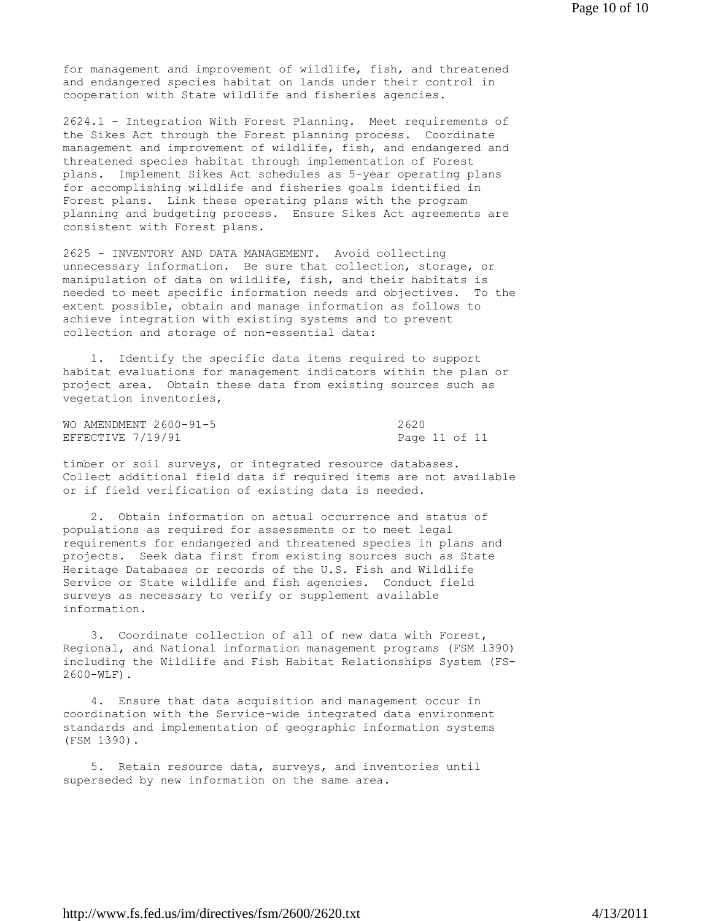for management and improvement of wildlife, fish, and threatened and endangered species habitat on lands under their control in cooperation with State wildlife and fisheries agencies.

2624.1 - Integration With Forest Planning. Meet requirements of the Sikes Act through the Forest planning process. Coordinate management and improvement of wildlife, fish, and endangered and threatened species habitat through implementation of Forest plans. Implement Sikes Act schedules as 5-year operating plans for accomplishing wildlife and fisheries goals identified in Forest plans. Link these operating plans with the program planning and budgeting process. Ensure Sikes Act agreements are consistent with Forest plans.

2625 - INVENTORY AND DATA MANAGEMENT. Avoid collecting unnecessary information. Be sure that collection, storage, or manipulation of data on wildlife, fish, and their habitats is needed to meet specific information needs and objectives. To the extent possible, obtain and manage information as follows to achieve integration with existing systems and to prevent collection and storage of non-essential data:

1. Identify the specific data items required to support habitat evaluations for management indicators within the plan or project area. Obtain these data from existing sources such as vegetation inventories, timber or soil surveys, or integrated resource databases. Collect additional field data if required items are not available or if field verification of existing data is needed.

2. Obtain information on actual occurrence and status of populations as required for assessments or to meet legal requirements for endangered and threatened species in plans and projects. Seek data first from existing sources such as State Heritage Databases or records of the U.S. Fish and Wildlife Service or State wildlife and fish agencies. Conduct field surveys as necessary to verify or supplement available information.

3. Coordinate collection of all of new data with Forest, Regional, and National information management programs (FSM 1390) including the Wildlife and Fish Habitat Relationships System (FS-2600-WLF).

4. Ensure that data acquisition and management occur in coordination with the Service-wide integrated data environment standards and implementation of geographic information systems (FSM 1390).

5. Retain resource data, surveys, and inventories until superseded by new information on the same area.